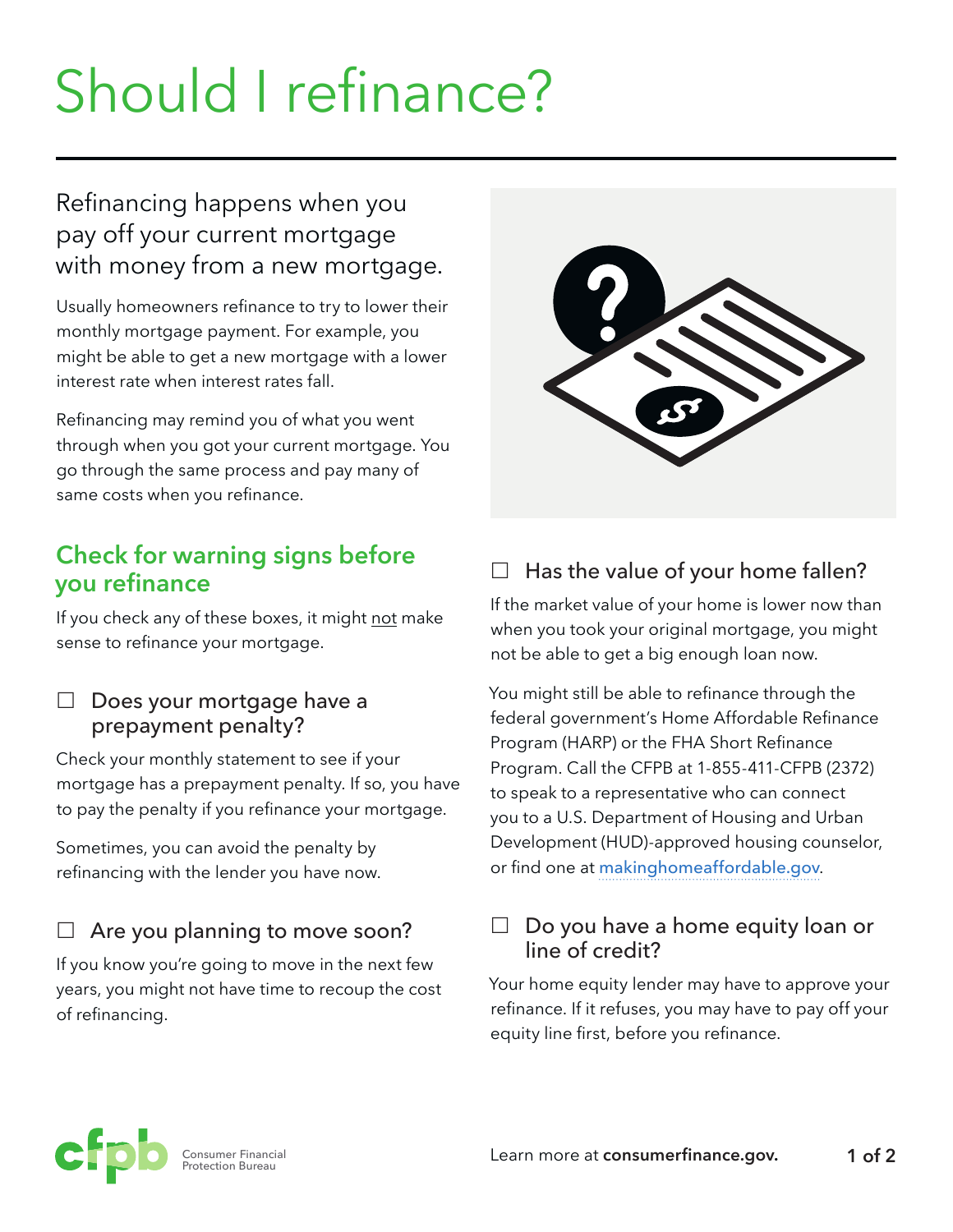# Should I refinance?

Refinancing happens when you pay off your current mortgage with money from a new mortgage.

Usually homeowners refinance to try to lower their monthly mortgage payment. For example, you might be able to get a new mortgage with a lower interest rate when interest rates fall.

Refinancing may remind you of what you went through when you got your current mortgage. You go through the same process and pay many of same costs when you refinance.

## Check for warning signs before you refinance

If you check any of these boxes, it might not make sense to refinance your mortgage.

### ☐ Does your mortgage have a prepayment penalty?

Check your monthly statement to see if your mortgage has a prepayment penalty. If so, you have to pay the penalty if you refinance your mortgage.

Sometimes, you can avoid the penalty by refinancing with the lender you have now.

### ☐ Are you planning to move soon?

If you know you're going to move in the next few years, you might not have time to recoup the cost of refinancing.

### ☐ Has the value of your home fallen?

If the market value of your home is lower now than when you took your original mortgage, you might not be able to get a big enough loan now.

You might still be able to refinance through the federal government's Home Affordable Refinance Program (HARP) or the FHA Short Refinance Program. Call the CFPB at 1-855-411-CFPB (2372) to speak to a representative who can connect you to a U.S. Department of Housing and Urban Development (HUD)-approved housing counselor, or find one at makinghomeaffordable.gov.

### ☐ Do you have a home equity loan or line of credit?

Your home equity lender may have to approve your refinance. If it refuses, you may have to pay off your equity line first, before you refinance.

Consumer Financial Protection Bureau

Learn more at **consumerfinance.gov.**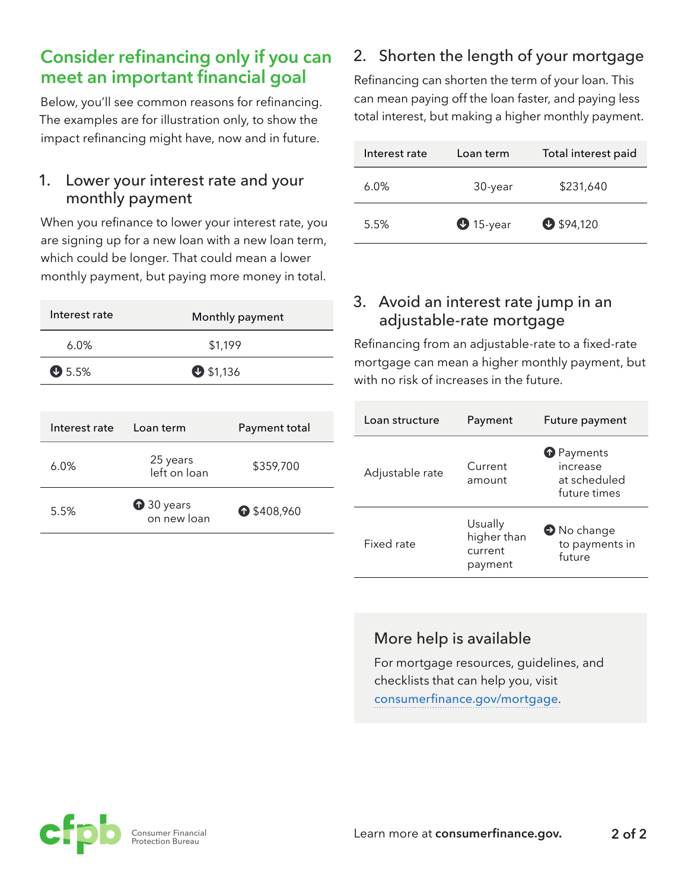## Consider refinancing only if you can meet an important financial goal

Below, you'll see common reasons for refinancing. The examples are for illustration only, to show the impact refinancing might have, now and in future.

### 1. Lower your interest rate and your monthly payment

When you refinance to lower your interest rate, you are signing up for a new loan with a new loan term, which could be longer. That could mean a lower monthly payment, but paying more money in total.

| Interest rate | Monthly payment |
|---|---|
| 6.0% | $1,199 |
| ↓ 5.5% | ↓ $1,136 |

| Interest rate | Loan term | Payment total |
|---|---|---|
| 6.0% | 25 years left on loan | $359,700 |
| 5.5% | ↑ 30 years on new loan | ↑ $408,960 |

### 2. Shorten the length of your mortgage

Refinancing can shorten the term of your loan. This can mean paying off the loan faster, and paying less total interest, but making a higher monthly payment.

| Interest rate | Loan term | Total interest paid |
|---|---|---|
| 6.0% | 30-year | $231,640 |
| 5.5% | ↓ 15-year | ↓ $94,120 |

### 3. Avoid an interest rate jump in an adjustable-rate mortgage

Refinancing from an adjustable-rate to a fixed-rate mortgage can mean a higher monthly payment, but with no risk of increases in the future.

| Loan structure | Payment | Future payment |
|---|---|---|
| Adjustable rate | Current amount | ↑ Payments increase at scheduled future times |
| Fixed rate | Usually higher than current payment | → No change to payments in future |

### More help is available

For mortgage resources, guidelines, and checklists that can help you, visit consumerfinance.gov/mortgage.

Consumer Financial Protection Bureau

Learn more at **consumerfinance.gov.**